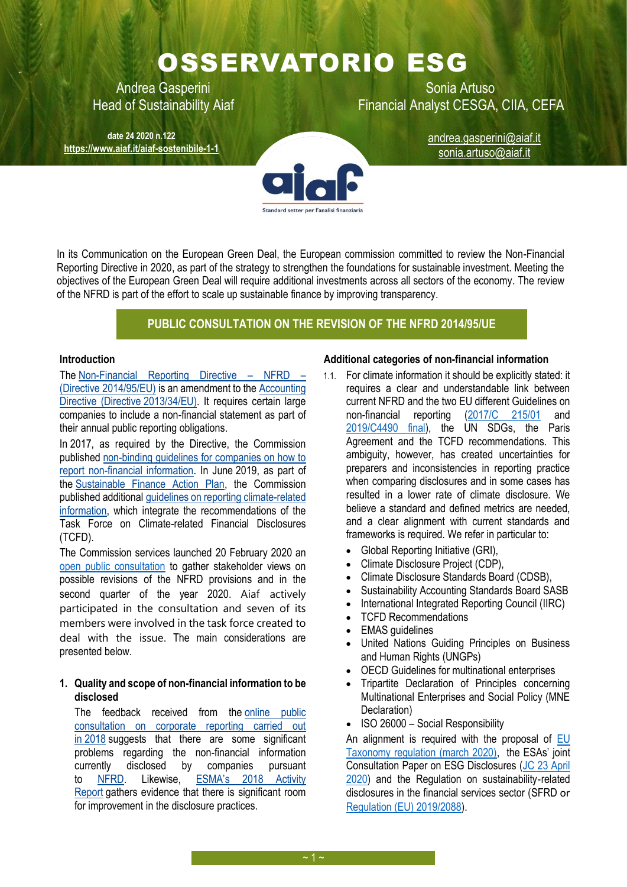# OSSERVATORIO ESG

Andrea Gasperini
Head of Sustainability Aiaf

Sonia Artuso
Financial Analyst CESGA, CIIA, CEFA

date 24 2020 n.122
https://www.aiaf.it/aiaf-sostenibile-1-1

andrea.gasperini@aiaf.it
sonia.artuso@aiaf.it

aiaf
Standard setter per l'analisi finanziaria

In its Communication on the European Green Deal, the European commission committed to review the Non-Financial Reporting Directive in 2020, as part of the strategy to strengthen the foundations for sustainable investment. Meeting the objectives of the European Green Deal will require additional investments across all sectors of the economy. The review of the NFRD is part of the effort to scale up sustainable finance by improving transparency.

## PUBLIC CONSULTATION ON THE REVISION OF THE NFRD 2014/95/UE

### Introduction

The Non-Financial Reporting Directive – NFRD – (Directive 2014/95/EU) is an amendment to the Accounting Directive (Directive 2013/34/EU). It requires certain large companies to include a non-financial statement as part of their annual public reporting obligations.

In 2017, as required by the Directive, the Commission published non-binding guidelines for companies on how to report non-financial information. In June 2019, as part of the Sustainable Finance Action Plan, the Commission published additional guidelines on reporting climate-related information, which integrate the recommendations of the Task Force on Climate-related Financial Disclosures (TCFD).

The Commission services launched 20 February 2020 an open public consultation to gather stakeholder views on possible revisions of the NFRD provisions and in the second quarter of the year 2020. Aiaf actively participated in the consultation and seven of its members were involved in the task force created to deal with the issue. The main considerations are presented below.

1. **Quality and scope of non-financial information to be disclosed**

   The feedback received from the online public consultation on corporate reporting carried out in 2018 suggests that there are some significant problems regarding the non-financial information currently disclosed by companies pursuant to NFRD. Likewise, ESMA's 2018 Activity Report gathers evidence that there is significant room for improvement in the disclosure practices.

### Additional categories of non-financial information

1.1. For climate information it should be explicitly stated: it requires a clear and understandable link between current NFRD and the two EU different Guidelines on non-financial reporting (2017/C 215/01 and 2019/C4490 final), the UN SDGs, the Paris Agreement and the TCFD recommendations. This ambiguity, however, has created uncertainties for preparers and inconsistencies in reporting practice when comparing disclosures and in some cases has resulted in a lower rate of climate disclosure. We believe a standard and defined metrics are needed, and a clear alignment with current standards and frameworks is required. We refer in particular to:

- Global Reporting Initiative (GRI),
- Climate Disclosure Project (CDP),
- Climate Disclosure Standards Board (CDSB),
- Sustainability Accounting Standards Board SASB
- International Integrated Reporting Council (IIRC)
- TCFD Recommendations
- EMAS guidelines
- United Nations Guiding Principles on Business and Human Rights (UNGPs)
- OECD Guidelines for multinational enterprises
- Tripartite Declaration of Principles concerning Multinational Enterprises and Social Policy (MNE Declaration)
- ISO 26000 – Social Responsibility

An alignment is required with the proposal of EU Taxonomy regulation (march 2020), the ESAs' joint Consultation Paper on ESG Disclosures (JC 23 April 2020) and the Regulation on sustainability-related disclosures in the financial services sector (SFRD or Regulation (EU) 2019/2088).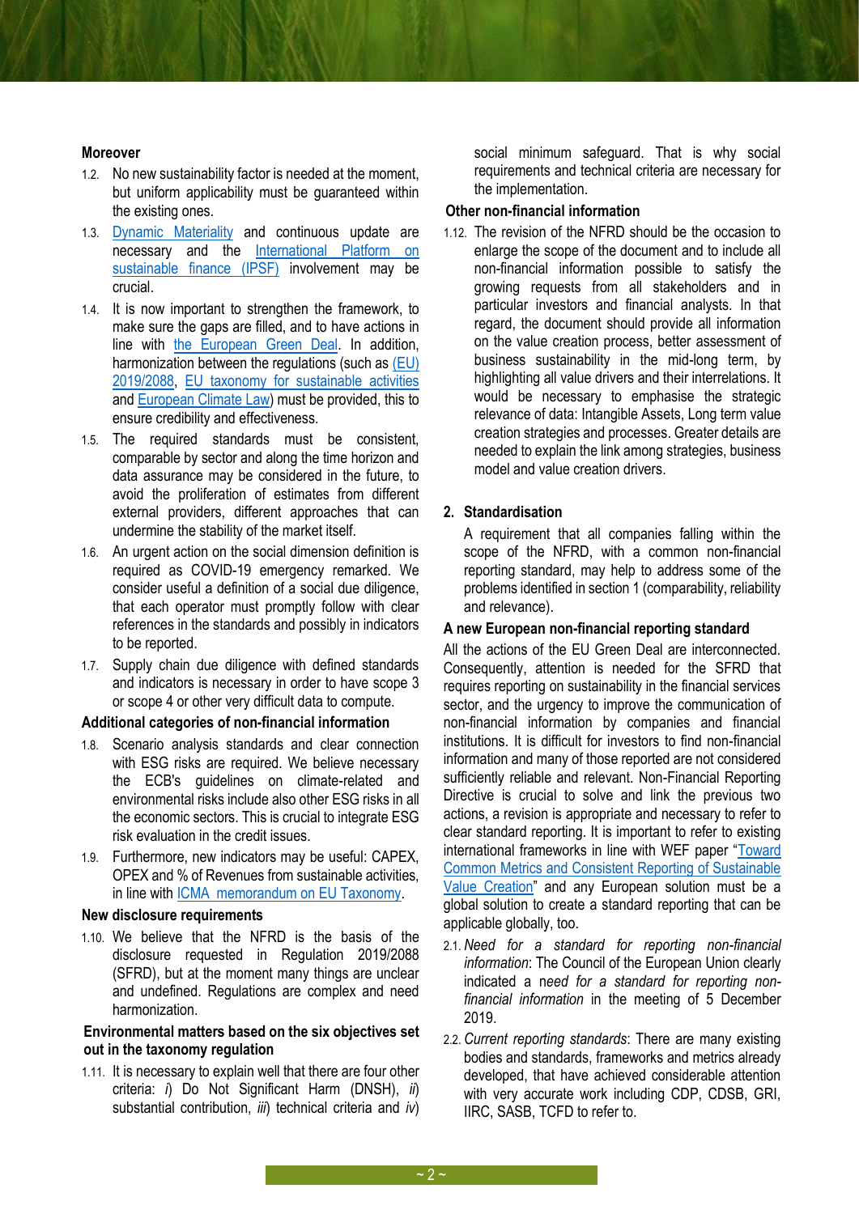**Moreover**

1.2. No new sustainability factor is needed at the moment, but uniform applicability must be guaranteed within the existing ones.

1.3. Dynamic Materiality and continuous update are necessary and the International Platform on sustainable finance (IPSF) involvement may be crucial.

1.4. It is now important to strengthen the framework, to make sure the gaps are filled, and to have actions in line with the European Green Deal. In addition, harmonization between the regulations (such as (EU) 2019/2088, EU taxonomy for sustainable activities and European Climate Law) must be provided, this to ensure credibility and effectiveness.

1.5. The required standards must be consistent, comparable by sector and along the time horizon and data assurance may be considered in the future, to avoid the proliferation of estimates from different external providers, different approaches that can undermine the stability of the market itself.

1.6. An urgent action on the social dimension definition is required as COVID-19 emergency remarked. We consider useful a definition of a social due diligence, that each operator must promptly follow with clear references in the standards and possibly in indicators to be reported.

1.7. Supply chain due diligence with defined standards and indicators is necessary in order to have scope 3 or scope 4 or other very difficult data to compute.

**Additional categories of non-financial information**

1.8. Scenario analysis standards and clear connection with ESG risks are required. We believe necessary the ECB's guidelines on climate-related and environmental risks include also other ESG risks in all the economic sectors. This is crucial to integrate ESG risk evaluation in the credit issues.

1.9. Furthermore, new indicators may be useful: CAPEX, OPEX and % of Revenues from sustainable activities, in line with ICMA memorandum on EU Taxonomy.

**New disclosure requirements**

1.10. We believe that the NFRD is the basis of the disclosure requested in Regulation 2019/2088 (SFRD), but at the moment many things are unclear and undefined. Regulations are complex and need harmonization.

**Environmental matters based on the six objectives set out in the taxonomy regulation**

1.11. It is necessary to explain well that there are four other criteria: *i*) Do Not Significant Harm (DNSH), *ii*) substantial contribution, *iii*) technical criteria and *iv*) social minimum safeguard. That is why social requirements and technical criteria are necessary for the implementation.

**Other non-financial information**

1.12. The revision of the NFRD should be the occasion to enlarge the scope of the document and to include all non-financial information possible to satisfy the growing requests from all stakeholders and in particular investors and financial analysts. In that regard, the document should provide all information on the value creation process, better assessment of business sustainability in the mid-long term, by highlighting all value drivers and their interrelations. It would be necessary to emphasise the strategic relevance of data: Intangible Assets, Long term value creation strategies and processes. Greater details are needed to explain the link among strategies, business model and value creation drivers.

## 2. Standardisation

A requirement that all companies falling within the scope of the NFRD, with a common non-financial reporting standard, may help to address some of the problems identified in section 1 (comparability, reliability and relevance).

**A new European non-financial reporting standard**

All the actions of the EU Green Deal are interconnected. Consequently, attention is needed for the SFRD that requires reporting on sustainability in the financial services sector, and the urgency to improve the communication of non-financial information by companies and financial institutions. It is difficult for investors to find non-financial information and many of those reported are not considered sufficiently reliable and relevant. Non-Financial Reporting Directive is crucial to solve and link the previous two actions, a revision is appropriate and necessary to refer to clear standard reporting. It is important to refer to existing international frameworks in line with WEF paper "Toward Common Metrics and Consistent Reporting of Sustainable Value Creation" and any European solution must be a global solution to create a standard reporting that can be applicable globally, too.

2.1. *Need for a standard for reporting non-financial information*: The Council of the European Union clearly indicated a *need for a standard for reporting non-financial information* in the meeting of 5 December 2019.

2.2. *Current reporting standards*: There are many existing bodies and standards, frameworks and metrics already developed, that have achieved considerable attention with very accurate work including CDP, CDSB, GRI, IIRC, SASB, TCFD to refer to.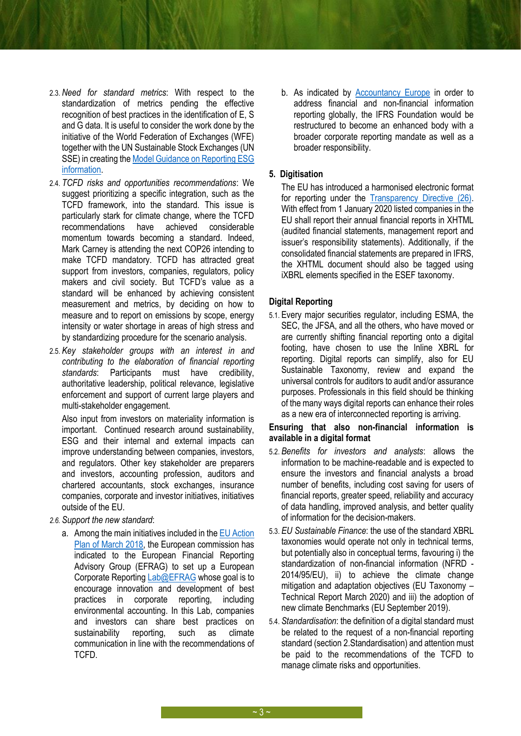2.3. *Need for standard metrics*: With respect to the standardization of metrics pending the effective recognition of best practices in the identification of E, S and G data. It is useful to consider the work done by the initiative of the World Federation of Exchanges (WFE) together with the UN Sustainable Stock Exchanges (UN SSE) in creating the Model Guidance on Reporting ESG information.

2.4. *TCFD risks and opportunities recommendations*: We suggest prioritizing a specific integration, such as the TCFD framework, into the standard. This issue is particularly stark for climate change, where the TCFD recommendations have achieved considerable momentum towards becoming a standard. Indeed, Mark Carney is attending the next COP26 intending to make TCFD mandatory. TCFD has attracted great support from investors, companies, regulators, policy makers and civil society. But TCFD's value as a standard will be enhanced by achieving consistent measurement and metrics, by deciding on how to measure and to report on emissions by scope, energy intensity or water shortage in areas of high stress and by standardizing procedure for the scenario analysis.

2.5. *Key stakeholder groups with an interest in and contributing to the elaboration of financial reporting standards*: Participants must have credibility, authoritative leadership, political relevance, legislative enforcement and support of current large players and multi-stakeholder engagement.

Also input from investors on materiality information is important. Continued research around sustainability, ESG and their internal and external impacts can improve understanding between companies, investors, and regulators. Other key stakeholder are preparers and investors, accounting profession, auditors and chartered accountants, stock exchanges, insurance companies, corporate and investor initiatives, initiatives outside of the EU.

2.6. *Support the new standard*:

a. Among the main initiatives included in the EU Action Plan of March 2018, the European commission has indicated to the European Financial Reporting Advisory Group (EFRAG) to set up a European Corporate Reporting Lab@EFRAG whose goal is to encourage innovation and development of best practices in corporate reporting, including environmental accounting. In this Lab, companies and investors can share best practices on sustainability reporting, such as climate communication in line with the recommendations of TCFD.

b. As indicated by Accountancy Europe in order to address financial and non-financial information reporting globally, the IFRS Foundation would be restructured to become an enhanced body with a broader corporate reporting mandate as well as a broader responsibility.

## 5. Digitisation

The EU has introduced a harmonised electronic format for reporting under the Transparency Directive (26). With effect from 1 January 2020 listed companies in the EU shall report their annual financial reports in XHTML (audited financial statements, management report and issuer's responsibility statements). Additionally, if the consolidated financial statements are prepared in IFRS, the XHTML document should also be tagged using iXBRL elements specified in the ESEF taxonomy.

### Digital Reporting

5.1. Every major securities regulator, including ESMA, the SEC, the JFSA, and all the others, who have moved or are currently shifting financial reporting onto a digital footing, have chosen to use the Inline XBRL for reporting. Digital reports can simplify, also for EU Sustainable Taxonomy, review and expand the universal controls for auditors to audit and/or assurance purposes. Professionals in this field should be thinking of the many ways digital reports can enhance their roles as a new era of interconnected reporting is arriving.

### Ensuring that also non-financial information is available in a digital format

5.2. *Benefits for investors and analysts*: allows the information to be machine-readable and is expected to ensure the investors and financial analysts a broad number of benefits, including cost saving for users of financial reports, greater speed, reliability and accuracy of data handling, improved analysis, and better quality of information for the decision-makers.

5.3. *EU Sustainable Finance*: the use of the standard XBRL taxonomies would operate not only in technical terms, but potentially also in conceptual terms, favouring i) the standardization of non-financial information (NFRD - 2014/95/EU), ii) to achieve the climate change mitigation and adaptation objectives (EU Taxonomy – Technical Report March 2020) and iii) the adoption of new climate Benchmarks (EU September 2019).

5.4. *Standardisation*: the definition of a digital standard must be related to the request of a non-financial reporting standard (section 2.Standardisation) and attention must be paid to the recommendations of the TCFD to manage climate risks and opportunities.